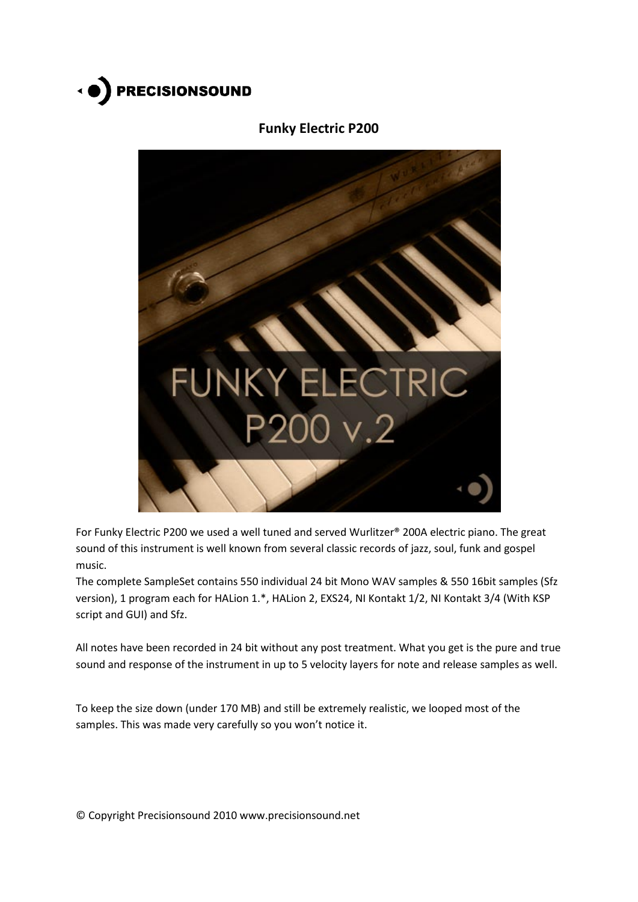PRECISIONSOUND

# Funky Electric P200

For Funky Electric P200 we used a well tuned and served Wurlitzer® 200A electric piano. The great sound of this instrument is well known from several classic records of jazz, soul, funk and gospel music.

The complete SampleSet contains 550 individual 24 bit Mono WAV samples & 550 16bit samples (Sfz version), 1 program each for HALion 1.*, HALion 2, EXS24, NI Kontakt 1/2, NI Kontakt 3/4 (With KSP script and GUI) and Sfz.

All notes have been recorded in 24 bit without any post treatment. What you get is the pure and true sound and response of the instrument in up to 5 velocity layers for note and release samples as well.

To keep the size down (under 170 MB) and still be extremely realistic, we looped most of the samples. This was made very carefully so you won't notice it.

© Copyright Precisionsound 2010 www.precisionsound.net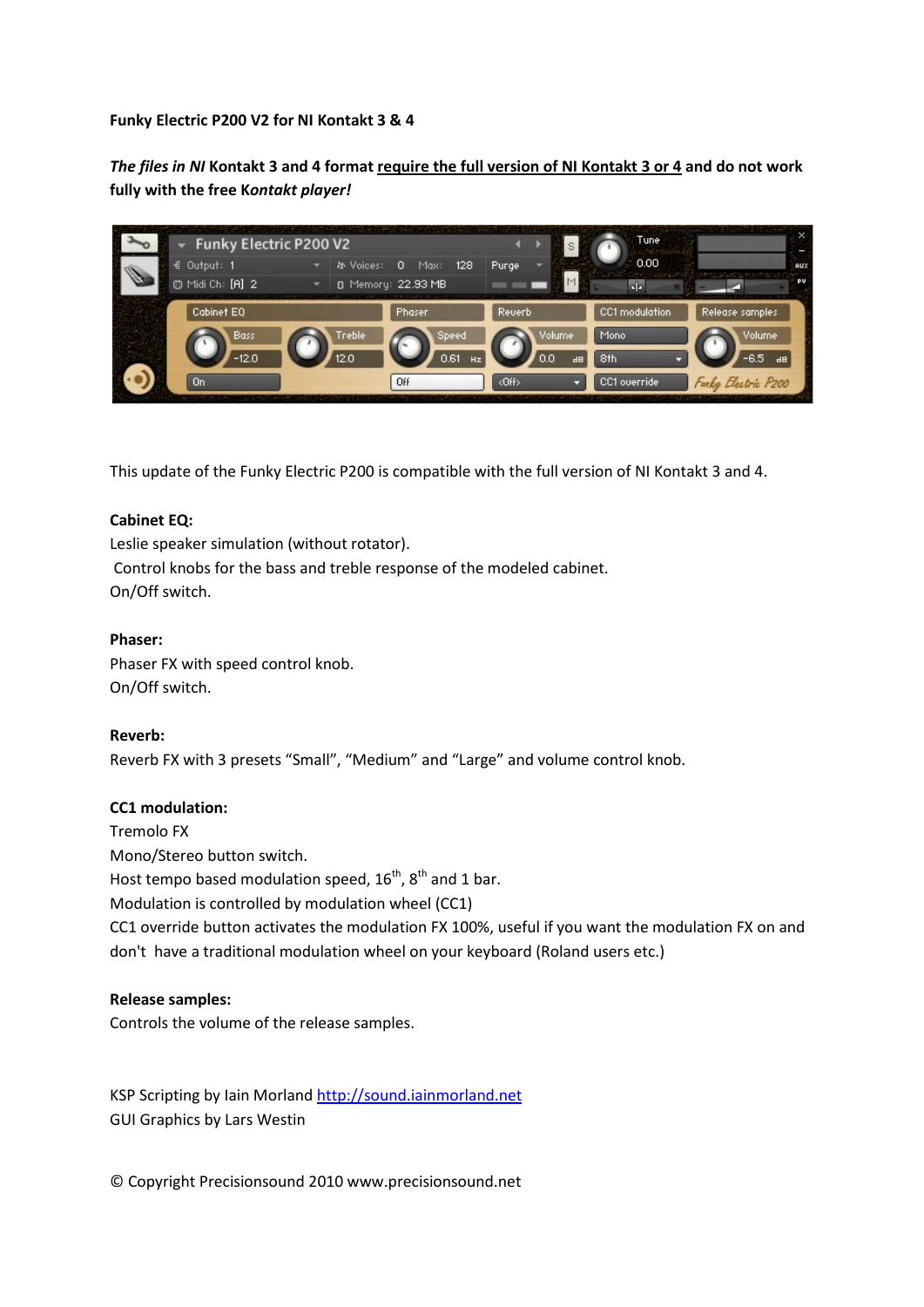**Funky Electric P200 V2 for NI Kontakt 3 & 4**

***The files in NI* Kontakt 3 and 4 format <u>require the full version of NI Kontakt 3 or 4</u> and do not work fully with the free K*ontakt player!***

This update of the Funky Electric P200 is compatible with the full version of NI Kontakt 3 and 4.

**Cabinet EQ:**
Leslie speaker simulation (without rotator).
Control knobs for the bass and treble response of the modeled cabinet.
On/Off switch.

**Phaser:**
Phaser FX with speed control knob.
On/Off switch.

**Reverb:**
Reverb FX with 3 presets "Small", "Medium" and "Large" and volume control knob.

**CC1 modulation:**
Tremolo FX
Mono/Stereo button switch.
Host tempo based modulation speed, 16th, 8th and 1 bar.
Modulation is controlled by modulation wheel (CC1)
CC1 override button activates the modulation FX 100%, useful if you want the modulation FX on and don't have a traditional modulation wheel on your keyboard (Roland users etc.)

**Release samples:**
Controls the volume of the release samples.

KSP Scripting by Iain Morland http://sound.iainmorland.net
GUI Graphics by Lars Westin

© Copyright Precisionsound 2010 www.precisionsound.net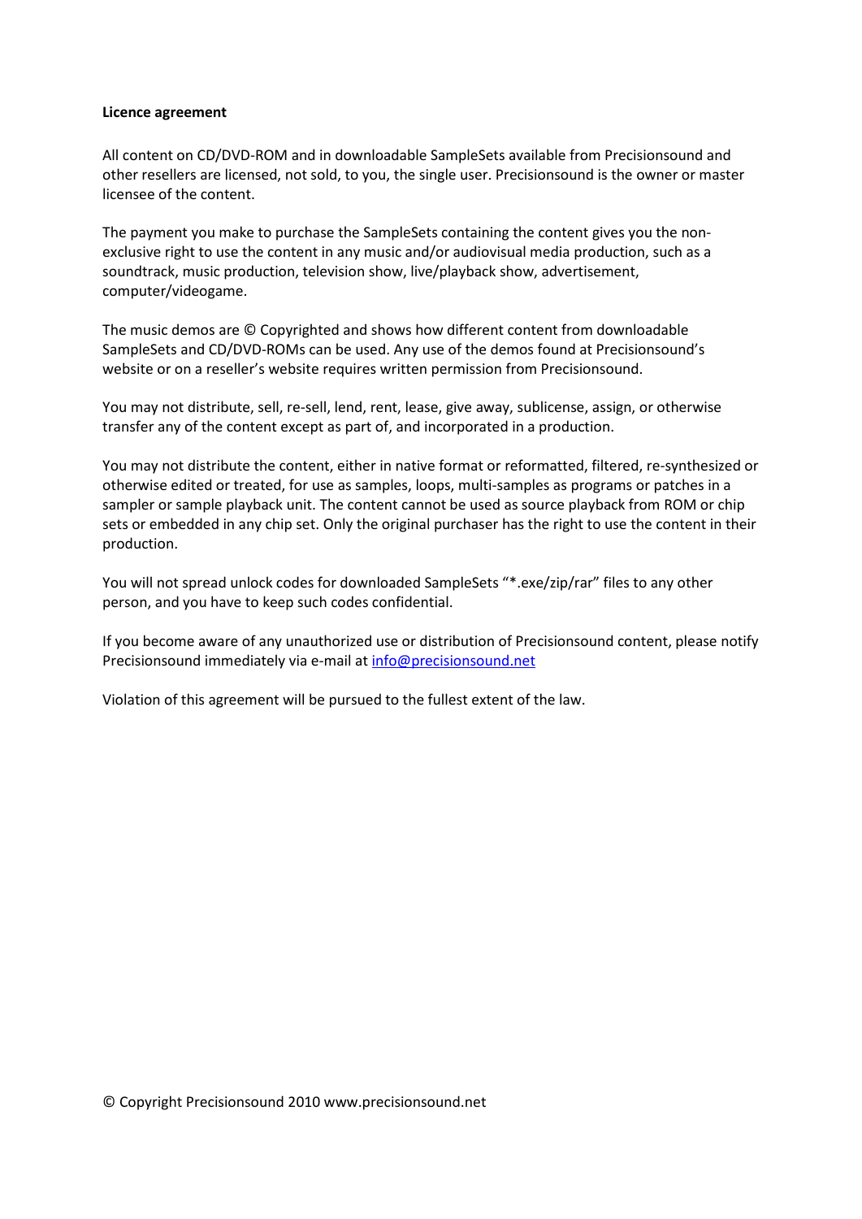**Licence agreement**

All content on CD/DVD-ROM and in downloadable SampleSets available from Precisionsound and other resellers are licensed, not sold, to you, the single user. Precisionsound is the owner or master licensee of the content.

The payment you make to purchase the SampleSets containing the content gives you the non-exclusive right to use the content in any music and/or audiovisual media production, such as a soundtrack, music production, television show, live/playback show, advertisement, computer/videogame.

The music demos are © Copyrighted and shows how different content from downloadable SampleSets and CD/DVD-ROMs can be used. Any use of the demos found at Precisionsound's website or on a reseller's website requires written permission from Precisionsound.

You may not distribute, sell, re-sell, lend, rent, lease, give away, sublicense, assign, or otherwise transfer any of the content except as part of, and incorporated in a production.

You may not distribute the content, either in native format or reformatted, filtered, re-synthesized or otherwise edited or treated, for use as samples, loops, multi-samples as programs or patches in a sampler or sample playback unit. The content cannot be used as source playback from ROM or chip sets or embedded in any chip set. Only the original purchaser has the right to use the content in their production.

You will not spread unlock codes for downloaded SampleSets "*.exe/zip/rar" files to any other person, and you have to keep such codes confidential.

If you become aware of any unauthorized use or distribution of Precisionsound content, please notify Precisionsound immediately via e-mail at info@precisionsound.net

Violation of this agreement will be pursued to the fullest extent of the law.

© Copyright Precisionsound 2010 www.precisionsound.net